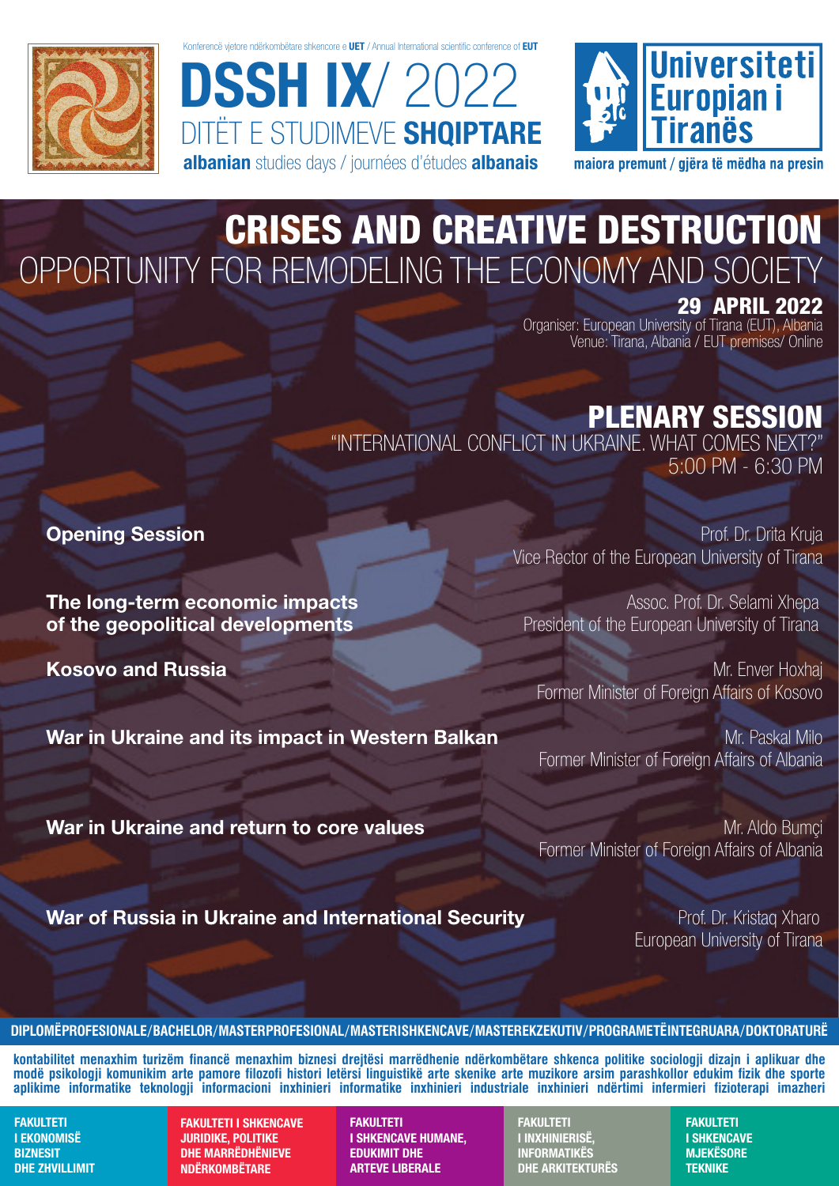Konferencë vjetore ndërkombëtare shkencore e **UET** / Annual International scientific conference of **EUT**

# DSSH IX/ 2022

DITËT E STUDIMEVE **SHQIPTARE**

**albanian** studies days / journées d'études **albanais**

Universiteti Europian i Tiranës

maiora premunt / gjëra të mëdha na presin

# CRISES AND CREATIVE DESTRUCTION

## OPPORTUNITY FOR REMODELING THE ECONOMY AND SOCIETY

**29 APRIL 2022**

Organiser: European University of Tirana (EUT), Albania

Venue: Tirana, Albania / EUT premises/ Online

## PLENARY SESSION

"INTERNATIONAL CONFLICT IN UKRAINE. WHAT COMES NEXT?"

5:00 PM - 6:30 PM

**Opening Session**
Prof. Dr. Drita Kruja
Vice Rector of the European University of Tirana

**The long-term economic impacts of the geopolitical developments**
Assoc. Prof. Dr. Selami Xhepa
President of the European University of Tirana

**Kosovo and Russia**
Mr. Enver Hoxhaj
Former Minister of Foreign Affairs of Kosovo

**War in Ukraine and its impact in Western Balkan**
Mr. Paskal Milo
Former Minister of Foreign Affairs of Albania

**War in Ukraine and return to core values**
Mr. Aldo Bumçi
Former Minister of Foreign Affairs of Albania

**War of Russia in Ukraine and International Security**
Prof. Dr. Kristaq Xharo
European University of Tirana

**DIPLOMËPROFESIONALE/BACHELOR/MASTERPROFESIONAL/MASTERISHKENCAVE/MASTEREKZEKUTIV/PROGRAMETËINTEGRUARA/DOKTORATURË**

**kontabilitet menaxhim turizëm financë menaxhim biznesi drejtësi marrëdhenie ndërkombëtare shkenca politike sociologji dizajn i aplikuar dhe modë psikologji komunikim arte pamore filozofi histori letërsi linguistikë arte skenike arte muzikore arsim parashkollor edukim fizik dhe sporte aplikime informatike teknologji informacioni inxhinieri informatike inxhinieri industriale inxhinieri ndërtimi infermieri fizioterapi imazheri**

**FAKULTETI I EKONOMISË BIZNESIT DHE ZHVILLIMIT**

**FAKULTETI I SHKENCAVE JURIDIKE, POLITIKE DHE MARRËDHËNIEVE NDËRKOMBËTARE**

**FAKULTETI I SHKENCAVE HUMANE, EDUKIMIT DHE ARTEVE LIBERALE**

**FAKULTETI I INXHINIERISË, INFORMATIKËS DHE ARKITEKTURËS**

**FAKULTETI I SHKENCAVE MJEKËSORE TEKNIKE**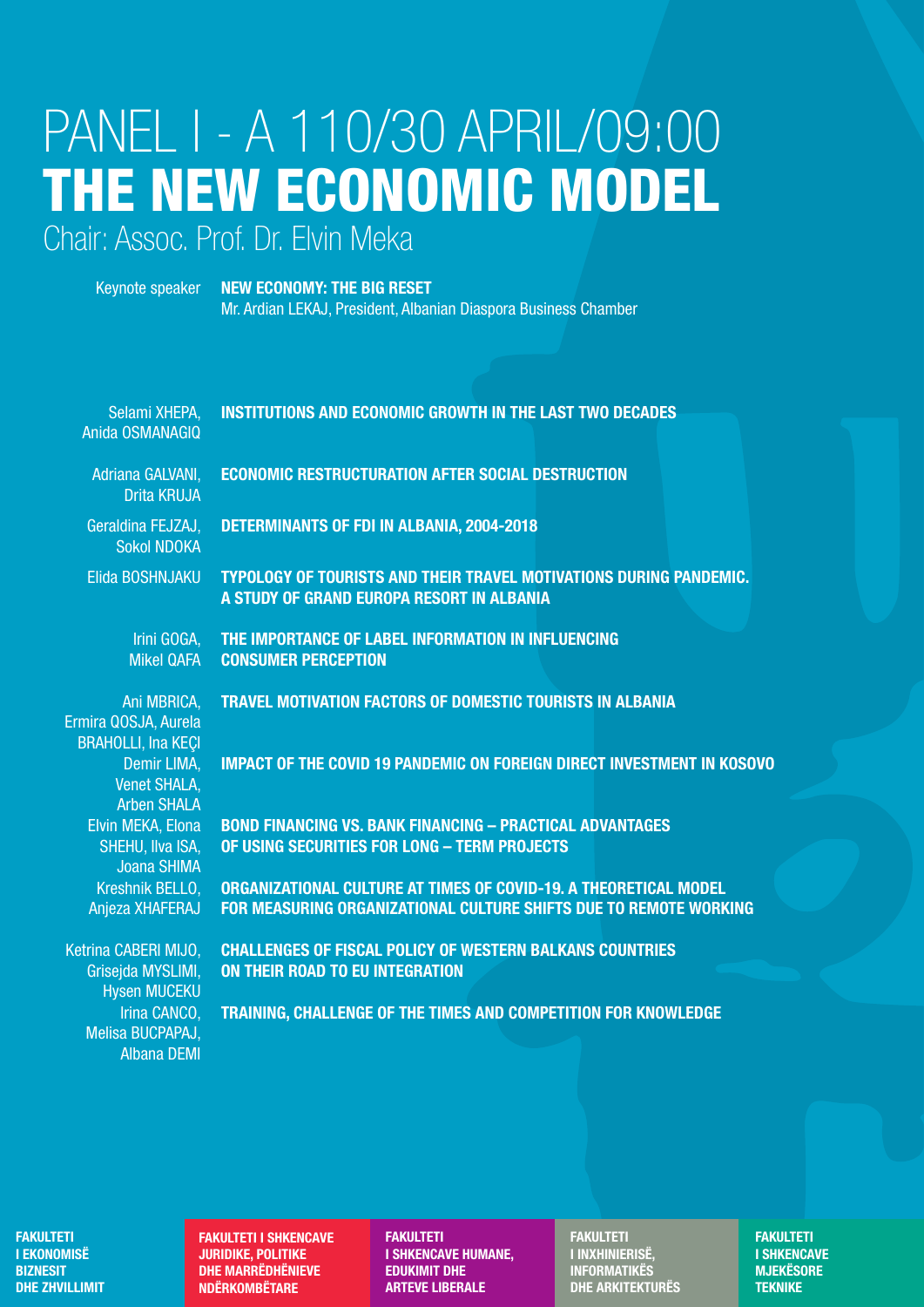# PANEL I - A 110/30 APRIL/09:00

# THE NEW ECONOMIC MODEL

Chair: Assoc. Prof. Dr. Elvin Meka

| | |
|---|---|
| Keynote speaker | **NEW ECONOMY: THE BIG RESET**<br>Mr. Ardian LEKAJ, President, Albanian Diaspora Business Chamber |
| Selami XHEPA, Anida OSMANAGIQ | **INSTITUTIONS AND ECONOMIC GROWTH IN THE LAST TWO DECADES** |
| Adriana GALVANI, Drita KRUJA | **ECONOMIC RESTRUCTURATION AFTER SOCIAL DESTRUCTION** |
| Geraldina FEJZAJ, Sokol NDOKA | **DETERMINANTS OF FDI IN ALBANIA, 2004-2018** |
| Elida BOSHNJAKU | **TYPOLOGY OF TOURISTS AND THEIR TRAVEL MOTIVATIONS DURING PANDEMIC. A STUDY OF GRAND EUROPA RESORT IN ALBANIA** |
| Irini GOGA, Mikel QAFA | **THE IMPORTANCE OF LABEL INFORMATION IN INFLUENCING CONSUMER PERCEPTION** |
| Ani MBRICA, Ermira QOSJA, Aurela BRAHOLLI, Ina KEÇI | **TRAVEL MOTIVATION FACTORS OF DOMESTIC TOURISTS IN ALBANIA** |
| Demir LIMA, Venet SHALA, Arben SHALA | **IMPACT OF THE COVID 19 PANDEMIC ON FOREIGN DIRECT INVESTMENT IN KOSOVO** |
| Elvin MEKA, Elona SHEHU, Ilva ISA, Joana SHIMA | **BOND FINANCING VS. BANK FINANCING – PRACTICAL ADVANTAGES OF USING SECURITIES FOR LONG – TERM PROJECTS** |
| Kreshnik BELLO, Anjeza XHAFERAJ | **ORGANIZATIONAL CULTURE AT TIMES OF COVID-19. A THEORETICAL MODEL FOR MEASURING ORGANIZATIONAL CULTURE SHIFTS DUE TO REMOTE WORKING** |
| Ketrina CABERI MIJO, Grisejda MYSLIMI, Hysen MUCEKU | **CHALLENGES OF FISCAL POLICY OF WESTERN BALKANS COUNTRIES ON THEIR ROAD TO EU INTEGRATION** |
| Irina CANCO, Melisa BUCPAPAJ, Albana DEMI | **TRAINING, CHALLENGE OF THE TIMES AND COMPETITION FOR KNOWLEDGE** |

**FAKULTETI I EKONOMISË BIZNESIT DHE ZHVILLIMIT**

**FAKULTETI I SHKENCAVE JURIDIKE, POLITIKE DHE MARRËDHËNIEVE NDËRKOMBËTARE**

**FAKULTETI I SHKENCAVE HUMANE, EDUKIMIT DHE ARTEVE LIBERALE**

**FAKULTETI I INXHINIERISË, INFORMATIKËS DHE ARKITEKTURËS**

**FAKULTETI I SHKENCAVE MJEKËSORE TEKNIKE**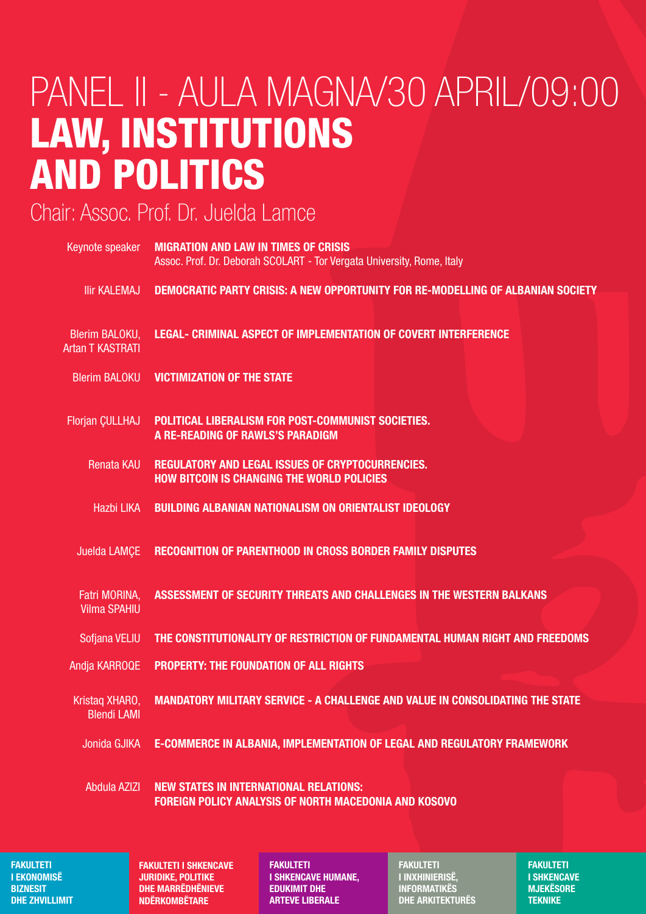# PANEL II - AULA MAGNA/30 APRIL/09:00

# LAW, INSTITUTIONS AND POLITICS

Chair: Assoc. Prof. Dr. Juelda Lamce

| | |
|---|---|
| Keynote speaker | **MIGRATION AND LAW IN TIMES OF CRISIS**<br>Assoc. Prof. Dr. Deborah SCOLART - Tor Vergata University, Rome, Italy |
| Ilir KALEMAJ | **DEMOCRATIC PARTY CRISIS: A NEW OPPORTUNITY FOR RE-MODELLING OF ALBANIAN SOCIETY** |
| Blerim BALOKU, Artan T KASTRATI | **LEGAL- CRIMINAL ASPECT OF IMPLEMENTATION OF COVERT INTERFERENCE** |
| Blerim BALOKU | **VICTIMIZATION OF THE STATE** |
| Florjan ÇULLHAJ | **POLITICAL LIBERALISM FOR POST-COMMUNIST SOCIETIES. A RE-READING OF RAWLS'S PARADIGM** |
| Renata KAU | **REGULATORY AND LEGAL ISSUES OF CRYPTOCURRENCIES. HOW BITCOIN IS CHANGING THE WORLD POLICIES** |
| Hazbi LIKA | **BUILDING ALBANIAN NATIONALISM ON ORIENTALIST IDEOLOGY** |
| Juelda LAMÇE | **RECOGNITION OF PARENTHOOD IN CROSS BORDER FAMILY DISPUTES** |
| Fatri MORINA, Vilma SPAHIU | **ASSESSMENT OF SECURITY THREATS AND CHALLENGES IN THE WESTERN BALKANS** |
| Sofjana VELIU | **THE CONSTITUTIONALITY OF RESTRICTION OF FUNDAMENTAL HUMAN RIGHT AND FREEDOMS** |
| Andja KARROQE | **PROPERTY: THE FOUNDATION OF ALL RIGHTS** |
| Kristaq XHARO, Blendi LAMI | **MANDATORY MILITARY SERVICE - A CHALLENGE AND VALUE IN CONSOLIDATING THE STATE** |
| Jonida GJIKA | **E-COMMERCE IN ALBANIA, IMPLEMENTATION OF LEGAL AND REGULATORY FRAMEWORK** |
| Abdula AZIZI | **NEW STATES IN INTERNATIONAL RELATIONS: FOREIGN POLICY ANALYSIS OF NORTH MACEDONIA AND KOSOVO** |

**FAKULTETI I EKONOMISË BIZNESIT DHE ZHVILLIMIT**

**FAKULTETI I SHKENCAVE JURIDIKE, POLITIKE DHE MARRËDHËNIEVE NDËRKOMBËTARE**

**FAKULTETI I SHKENCAVE HUMANE, EDUKIMIT DHE ARTEVE LIBERALE**

**FAKULTETI I INXHINIERISË, INFORMATIKËS DHE ARKITEKTURËS**

**FAKULTETI I SHKENCAVE MJEKËSORE TEKNIKE**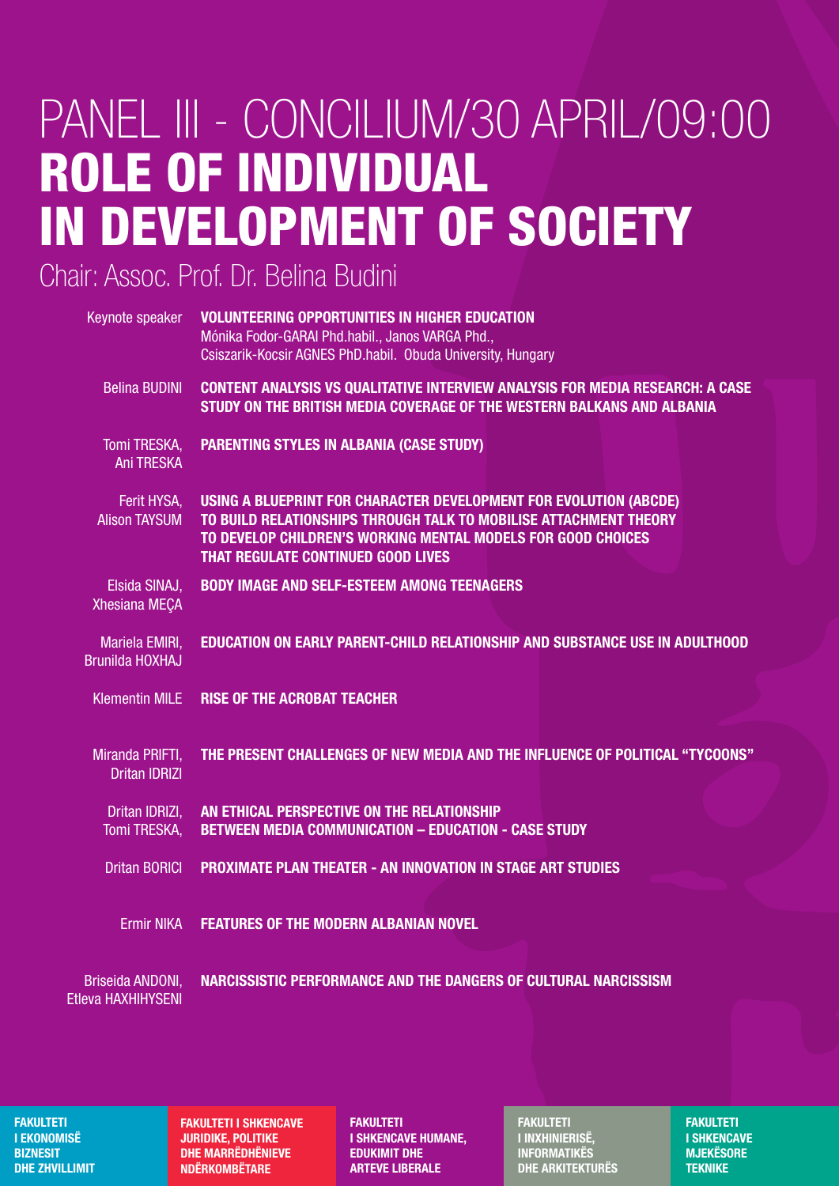# PANEL III - CONCILIUM/30 APRIL/09:00

# ROLE OF INDIVIDUAL IN DEVELOPMENT OF SOCIETY

Chair: Assoc. Prof. Dr. Belina Budini

| | |
|---|---|
| Keynote speaker | **VOLUNTEERING OPPORTUNITIES IN HIGHER EDUCATION**<br>Mónika Fodor-GARAI Phd.habil., Janos VARGA Phd., Csiszarik-Kocsir AGNES PhD.habil. Obuda University, Hungary |
| Belina BUDINI | **CONTENT ANALYSIS VS QUALITATIVE INTERVIEW ANALYSIS FOR MEDIA RESEARCH: A CASE STUDY ON THE BRITISH MEDIA COVERAGE OF THE WESTERN BALKANS AND ALBANIA** |
| Tomi TRESKA, Ani TRESKA | **PARENTING STYLES IN ALBANIA (CASE STUDY)** |
| Ferit HYSA, Alison TAYSUM | **USING A BLUEPRINT FOR CHARACTER DEVELOPMENT FOR EVOLUTION (ABCDE) TO BUILD RELATIONSHIPS THROUGH TALK TO MOBILISE ATTACHMENT THEORY TO DEVELOP CHILDREN'S WORKING MENTAL MODELS FOR GOOD CHOICES THAT REGULATE CONTINUED GOOD LIVES** |
| Elsida SINAJ, Xhesiana MEÇA | **BODY IMAGE AND SELF-ESTEEM AMONG TEENAGERS** |
| Mariela EMIRI, Brunilda HOXHAJ | **EDUCATION ON EARLY PARENT-CHILD RELATIONSHIP AND SUBSTANCE USE IN ADULTHOOD** |
| Klementin MILE | **RISE OF THE ACROBAT TEACHER** |
| Miranda PRIFTI, Dritan IDRIZI | **THE PRESENT CHALLENGES OF NEW MEDIA AND THE INFLUENCE OF POLITICAL "TYCOONS"** |
| Dritan IDRIZI, Tomi TRESKA, | **AN ETHICAL PERSPECTIVE ON THE RELATIONSHIP BETWEEN MEDIA COMMUNICATION – EDUCATION - CASE STUDY** |
| Dritan BORICI | **PROXIMATE PLAN THEATER - AN INNOVATION IN STAGE ART STUDIES** |
| Ermir NIKA | **FEATURES OF THE MODERN ALBANIAN NOVEL** |
| Briseida ANDONI, Etleva HAXHIHYSENI | **NARCISSISTIC PERFORMANCE AND THE DANGERS OF CULTURAL NARCISSISM** |

**FAKULTETI I EKONOMISË BIZNESIT DHE ZHVILLIMIT**

**FAKULTETI I SHKENCAVE JURIDIKE, POLITIKE DHE MARRËDHËNIEVE NDËRKOMBËTARE**

**FAKULTETI I SHKENCAVE HUMANE, EDUKIMIT DHE ARTEVE LIBERALE**

**FAKULTETI I INXHINIERISË, INFORMATIKËS DHE ARKITEKTURËS**

**FAKULTETI I SHKENCAVE MJEKËSORE TEKNIKE**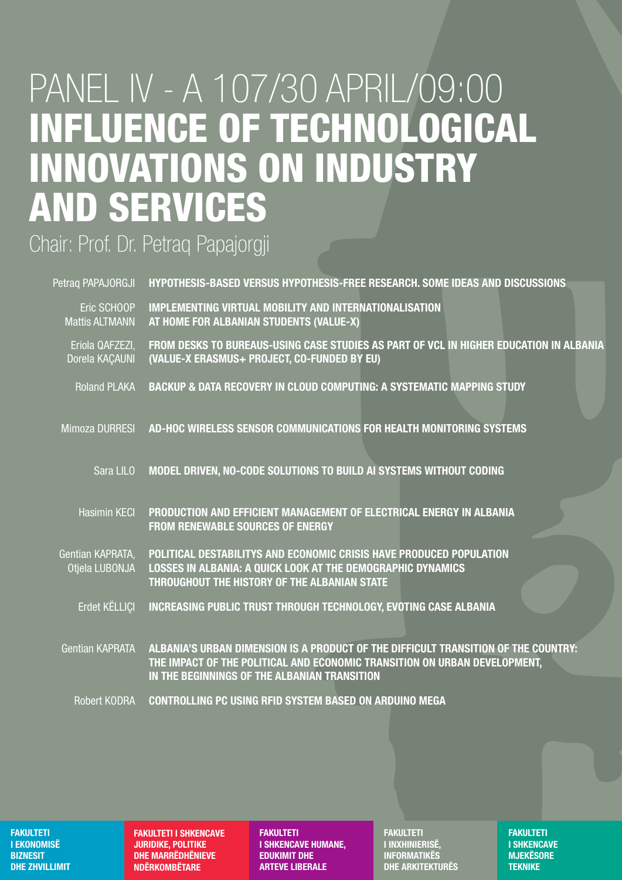# PANEL IV - A 107/30 APRIL/09:00

# INFLUENCE OF TECHNOLOGICAL INNOVATIONS ON INDUSTRY AND SERVICES

Chair: Prof. Dr. Petraq Papajorgji

| Author(s) | Title |
| --- | --- |
| Petraq PAPAJORGJI | **HYPOTHESIS-BASED VERSUS HYPOTHESIS-FREE RESEARCH. SOME IDEAS AND DISCUSSIONS** |
| Eric SCHOOP, Mattis ALTMANN | **IMPLEMENTING VIRTUAL MOBILITY AND INTERNATIONALISATION AT HOME FOR ALBANIAN STUDENTS (VALUE-X)** |
| Eriola QAFZEZI, Dorela KAÇAUNI | **FROM DESKS TO BUREAUS-USING CASE STUDIES AS PART OF VCL IN HIGHER EDUCATION IN ALBANIA (VALUE-X ERASMUS+ PROJECT, CO-FUNDED BY EU)** |
| Roland PLAKA | **BACKUP & DATA RECOVERY IN CLOUD COMPUTING: A SYSTEMATIC MAPPING STUDY** |
| Mimoza DURRESI | **AD-HOC WIRELESS SENSOR COMMUNICATIONS FOR HEALTH MONITORING SYSTEMS** |
| Sara LILO | **MODEL DRIVEN, NO-CODE SOLUTIONS TO BUILD AI SYSTEMS WITHOUT CODING** |
| Hasimin KECI | **PRODUCTION AND EFFICIENT MANAGEMENT OF ELECTRICAL ENERGY IN ALBANIA FROM RENEWABLE SOURCES OF ENERGY** |
| Gentian KAPRATA, Otjela LUBONJA | **POLITICAL DESTABILITYS AND ECONOMIC CRISIS HAVE PRODUCED POPULATION LOSSES IN ALBANIA: A QUICK LOOK AT THE DEMOGRAPHIC DYNAMICS THROUGHOUT THE HISTORY OF THE ALBANIAN STATE** |
| Erdet KËLLIÇI | **INCREASING PUBLIC TRUST THROUGH TECHNOLOGY, EVOTING CASE ALBANIA** |
| Gentian KAPRATA | **ALBANIA'S URBAN DIMENSION IS A PRODUCT OF THE DIFFICULT TRANSITION OF THE COUNTRY: THE IMPACT OF THE POLITICAL AND ECONOMIC TRANSITION ON URBAN DEVELOPMENT, IN THE BEGINNINGS OF THE ALBANIAN TRANSITION** |
| Robert KODRA | **CONTROLLING PC USING RFID SYSTEM BASED ON ARDUINO MEGA** |

**FAKULTETI I EKONOMISË BIZNESIT DHE ZHVILLIMIT**

**FAKULTETI I SHKENCAVE JURIDIKE, POLITIKE DHE MARRËDHËNIEVE NDËRKOMBËTARE**

**FAKULTETI I SHKENCAVE HUMANE, EDUKIMIT DHE ARTEVE LIBERALE**

**FAKULTETI I INXHINIERISË, INFORMATIKËS DHE ARKITEKTURËS**

**FAKULTETI I SHKENCAVE MJEKËSORE TEKNIKE**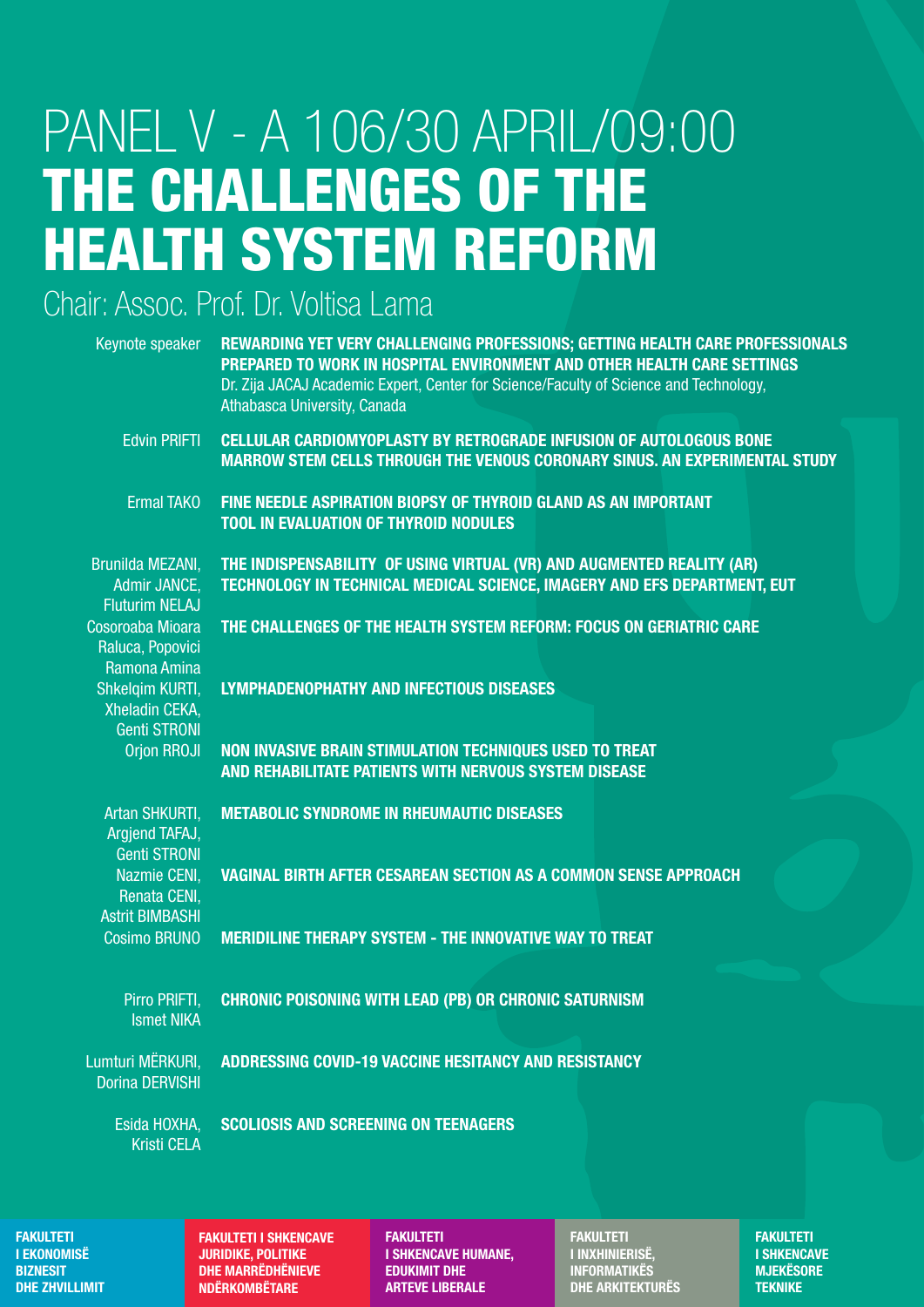# PANEL V - A 106/30 APRIL/09:00

# THE CHALLENGES OF THE HEALTH SYSTEM REFORM

## Chair: Assoc. Prof. Dr. Voltisa Lama

| | |
|---|---|
| Keynote speaker | **REWARDING YET VERY CHALLENGING PROFESSIONS; GETTING HEALTH CARE PROFESSIONALS PREPARED TO WORK IN HOSPITAL ENVIRONMENT AND OTHER HEALTH CARE SETTINGS** Dr. Zija JACAJ Academic Expert, Center for Science/Faculty of Science and Technology, Athabasca University, Canada |
| Edvin PRIFTI | **CELLULAR CARDIOMYOPLASTY BY RETROGRADE INFUSION OF AUTOLOGOUS BONE MARROW STEM CELLS THROUGH THE VENOUS CORONARY SINUS. AN EXPERIMENTAL STUDY** |
| Ermal TAKO | **FINE NEEDLE ASPIRATION BIOPSY OF THYROID GLAND AS AN IMPORTANT TOOL IN EVALUATION OF THYROID NODULES** |
| Brunilda MEZANI, Admir JANCE, Fluturim NELAJ | **THE INDISPENSABILITY OF USING VIRTUAL (VR) AND AUGMENTED REALITY (AR) TECHNOLOGY IN TECHNICAL MEDICAL SCIENCE, IMAGERY AND EFS DEPARTMENT, EUT** |
| Cosoroaba Mioara Raluca, Popovici Ramona Amina | **THE CHALLENGES OF THE HEALTH SYSTEM REFORM: FOCUS ON GERIATRIC CARE** |
| Shkelqim KURTI, Xheladin CEKA, Genti STRONI | **LYMPHADENOPHATHY AND INFECTIOUS DISEASES** |
| Orjon RROJI | **NON INVASIVE BRAIN STIMULATION TECHNIQUES USED TO TREAT AND REHABILITATE PATIENTS WITH NERVOUS SYSTEM DISEASE** |
| Artan SHKURTI, Argjend TAFAJ, Genti STRONI | **METABOLIC SYNDROME IN RHEUMAUTIC DISEASES** |
| Nazmie CENI, Renata CENI, Astrit BIMBASHI | **VAGINAL BIRTH AFTER CESAREAN SECTION AS A COMMON SENSE APPROACH** |
| Cosimo BRUNO | **MERIDILINE THERAPY SYSTEM - THE INNOVATIVE WAY TO TREAT** |
| Pirro PRIFTI, Ismet NIKA | **CHRONIC POISONING WITH LEAD (PB) OR CHRONIC SATURNISM** |
| Lumturi MËRKURI, Dorina DERVISHI | **ADDRESSING COVID-19 VACCINE HESITANCY AND RESISTANCY** |
| Esida HOXHA, Kristi CELA | **SCOLIOSIS AND SCREENING ON TEENAGERS** |

**FAKULTETI I EKONOMISË BIZNESIT DHE ZHVILLIMIT**

**FAKULTETI I SHKENCAVE JURIDIKE, POLITIKE DHE MARRËDHËNIEVE NDËRKOMBËTARE**

**FAKULTETI I SHKENCAVE HUMANE, EDUKIMIT DHE ARTEVE LIBERALE**

**FAKULTETI I INXHINIERISË, INFORMATIKËS DHE ARKITEKTURËS**

**FAKULTETI I SHKENCAVE MJEKËSORE TEKNIKE**